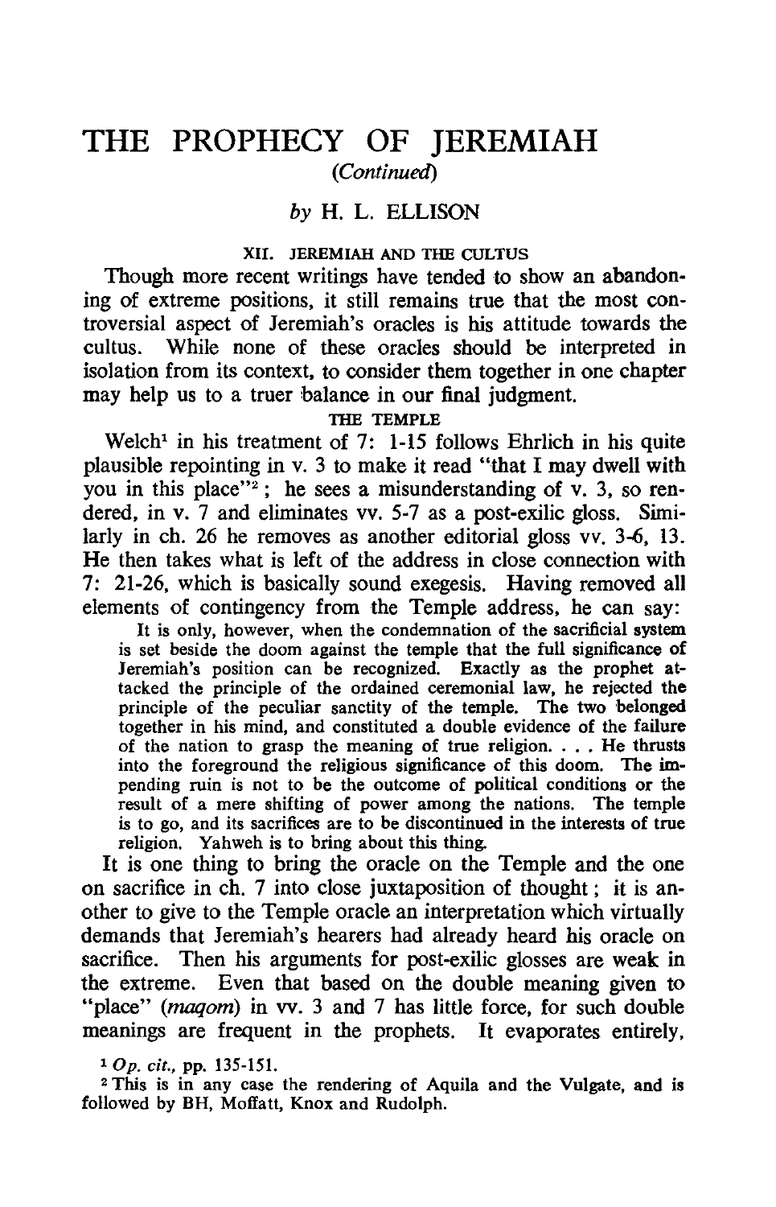# THE PROPHECY OF JEREMIAH
*(Continued)*

*by* H. L. ELLISON

## XII. JEREMIAH AND THE CULTUS

Though more recent writings have tended to show an abandoning of extreme positions, it still remains true that the most controversial aspect of Jeremiah's oracles is his attitude towards the cultus. While none of these oracles should be interpreted in isolation from its context, to consider them together in one chapter may help us to a truer balance in our final judgment.

### THE TEMPLE

Welch[1] in his treatment of 7: 1-15 follows Ehrlich in his quite plausible repointing in v. 3 to make it read "that I may dwell with you in this place"[2]; he sees a misunderstanding of v. 3, so rendered, in v. 7 and eliminates vv. 5-7 as a post-exilic gloss. Similarly in ch. 26 he removes as another editorial gloss vv. 3-6, 13. He then takes what is left of the address in close connection with 7: 21-26, which is basically sound exegesis. Having removed all elements of contingency from the Temple address, he can say:

> It is only, however, when the condemnation of the sacrificial system is set beside the doom against the temple that the full significance of Jeremiah's position can be recognized. Exactly as the prophet attacked the principle of the ordained ceremonial law, he rejected the principle of the peculiar sanctity of the temple. The two belonged together in his mind, and constituted a double evidence of the failure of the nation to grasp the meaning of true religion. . . . He thrusts into the foreground the religious significance of this doom. The impending ruin is not to be the outcome of political conditions or the result of a mere shifting of power among the nations. The temple is to go, and its sacrifices are to be discontinued in the interests of true religion. Yahweh is to bring about this thing.

It is one thing to bring the oracle on the Temple and the one on sacrifice in ch. 7 into close juxtaposition of thought; it is another to give to the Temple oracle an interpretation which virtually demands that Jeremiah's hearers had already heard his oracle on sacrifice. Then his arguments for post-exilic glosses are weak in the extreme. Even that based on the double meaning given to "place" (*maqom*) in vv. 3 and 7 has little force, for such double meanings are frequent in the prophets. It evaporates entirely,

[1] *Op. cit.*, pp. 135-151.

[2] This is in any case the rendering of Aquila and the Vulgate, and is followed by BH, Moffatt, Knox and Rudolph.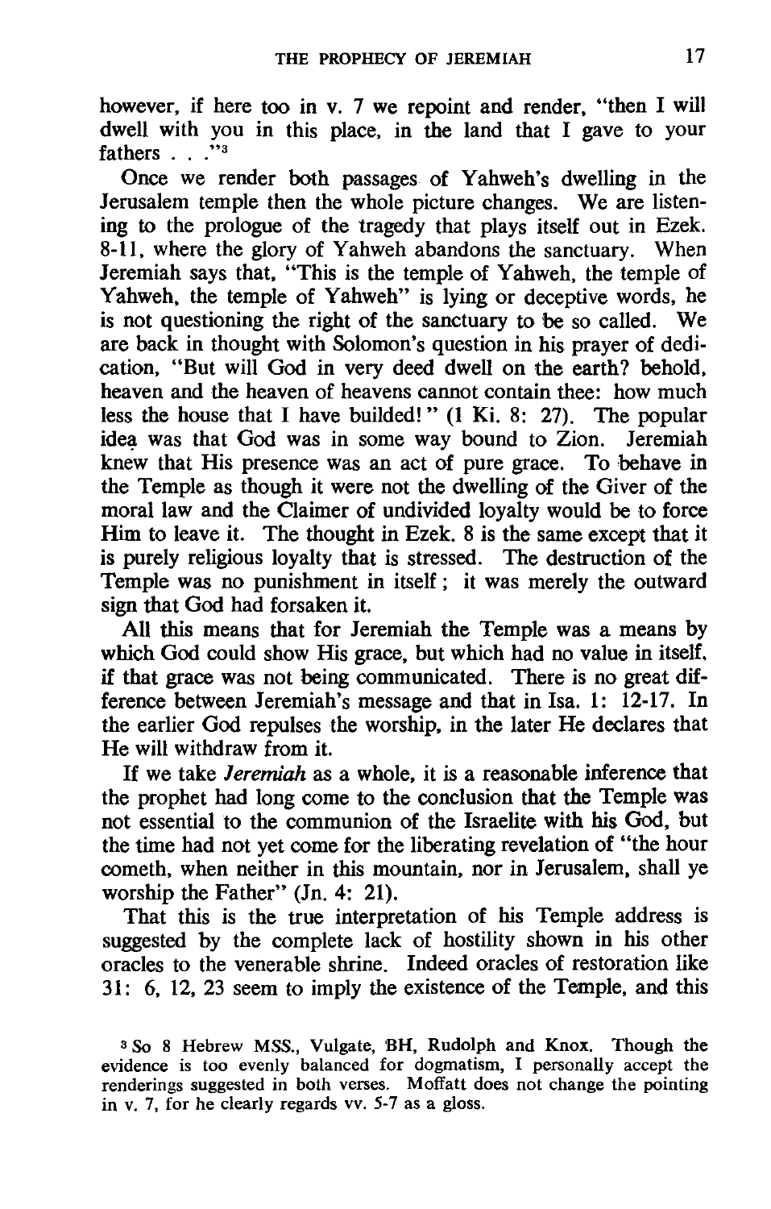however, if here too in v. 7 we repoint and render, "then I will dwell with you in this place, in the land that I gave to your fathers . . ."[3]

Once we render both passages of Yahweh's dwelling in the Jerusalem temple then the whole picture changes. We are listening to the prologue of the tragedy that plays itself out in Ezek. 8-11, where the glory of Yahweh abandons the sanctuary. When Jeremiah says that, "This is the temple of Yahweh, the temple of Yahweh, the temple of Yahweh" is lying or deceptive words, he is not questioning the right of the sanctuary to be so called. We are back in thought with Solomon's question in his prayer of dedication, "But will God in very deed dwell on the earth? behold, heaven and the heaven of heavens cannot contain thee: how much less the house that I have builded!" (1 Ki. 8: 27). The popular idea was that God was in some way bound to Zion. Jeremiah knew that His presence was an act of pure grace. To behave in the Temple as though it were not the dwelling of the Giver of the moral law and the Claimer of undivided loyalty would be to force Him to leave it. The thought in Ezek. 8 is the same except that it is purely religious loyalty that is stressed. The destruction of the Temple was no punishment in itself; it was merely the outward sign that God had forsaken it.

All this means that for Jeremiah the Temple was a means by which God could show His grace, but which had no value in itself, if that grace was not being communicated. There is no great difference between Jeremiah's message and that in Isa. 1: 12-17. In the earlier God repulses the worship, in the later He declares that He will withdraw from it.

If we take *Jeremiah* as a whole, it is a reasonable inference that the prophet had long come to the conclusion that the Temple was not essential to the communion of the Israelite with his God, but the time had not yet come for the liberating revelation of "the hour cometh, when neither in this mountain, nor in Jerusalem, shall ye worship the Father" (Jn. 4: 21).

That this is the true interpretation of his Temple address is suggested by the complete lack of hostility shown in his other oracles to the venerable shrine. Indeed oracles of restoration like 31: 6, 12, 23 seem to imply the existence of the Temple, and this

[3] So 8 Hebrew MSS., Vulgate, BH, Rudolph and Knox. Though the evidence is too evenly balanced for dogmatism, I personally accept the renderings suggested in both verses. Moffatt does not change the pointing in v. 7, for he clearly regards vv. 5-7 as a gloss.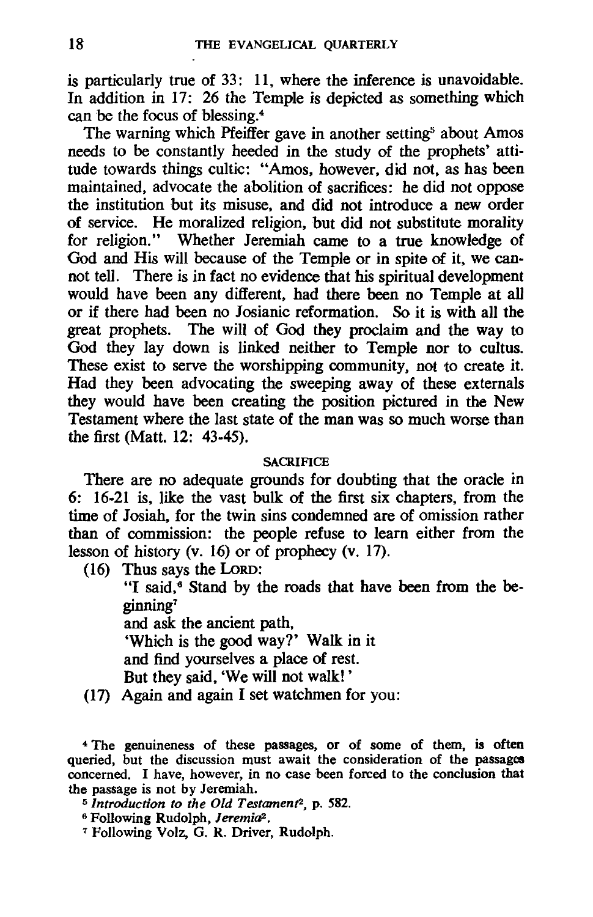is particularly true of 33: 11, where the inference is unavoidable. In addition in 17: 26 the Temple is depicted as something which can be the focus of blessing.[4]

The warning which Pfeiffer gave in another setting[5] about Amos needs to be constantly heeded in the study of the prophets' attitude towards things cultic: "Amos, however, did not, as has been maintained, advocate the abolition of sacrifices: he did not oppose the institution but its misuse, and did not introduce a new order of service. He moralized religion, but did not substitute morality for religion." Whether Jeremiah came to a true knowledge of God and His will because of the Temple or in spite of it, we cannot tell. There is in fact no evidence that his spiritual development would have been any different, had there been no Temple at all or if there had been no Josianic reformation. So it is with all the great prophets. The will of God they proclaim and the way to God they lay down is linked neither to Temple nor to cultus. These exist to serve the worshipping community, not to create it. Had they been advocating the sweeping away of these externals they would have been creating the position pictured in the New Testament where the last state of the man was so much worse than the first (Matt. 12: 43-45).

## SACRIFICE

There are no adequate grounds for doubting that the oracle in 6: 16-21 is, like the vast bulk of the first six chapters, from the time of Josiah, for the twin sins condemned are of omission rather than of commission: the people refuse to learn either from the lesson of history (v. 16) or of prophecy (v. 17).

(16) Thus says the LORD:
"I said,[6] Stand by the roads that have been from the beginning[7]
and ask the ancient path,
'Which is the good way?' Walk in it
and find yourselves a place of rest.
But they said, 'We will not walk!'

(17) Again and again I set watchmen for you:

---

[4] The genuineness of these passages, or of some of them, is often queried, but the discussion must await the consideration of the passages concerned. I have, however, in no case been forced to the conclusion that the passage is not by Jeremiah.

[5] *Introduction to the Old Testament*[2], p. 582.

[6] Following Rudolph, *Jeremia*[2].

[7] Following Volz, G. R. Driver, Rudolph.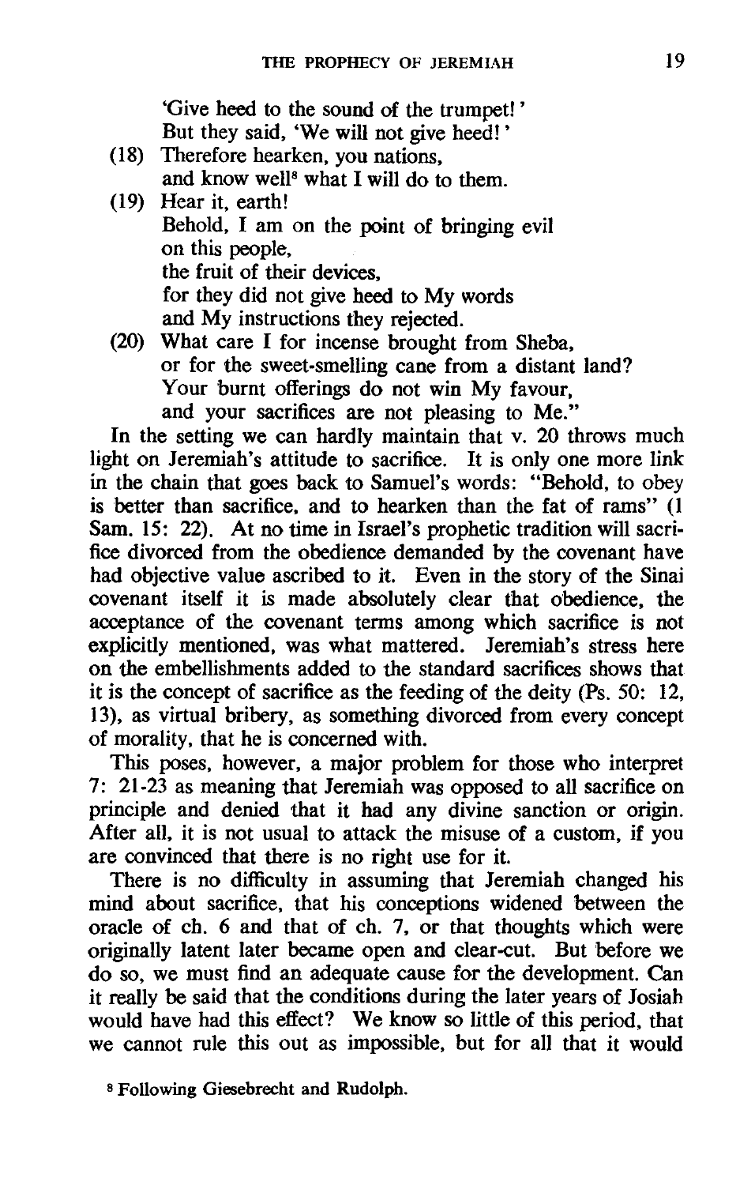'Give heed to the sound of the trumpet!'
But they said, 'We will not give heed!'

(18) Therefore hearken, you nations,
and know well[8] what I will do to them.

(19) Hear it, earth!
Behold, I am on the point of bringing evil
on this people,
the fruit of their devices,
for they did not give heed to My words
and My instructions they rejected.

(20) What care I for incense brought from Sheba,
or for the sweet-smelling cane from a distant land?
Your burnt offerings do not win My favour,
and your sacrifices are not pleasing to Me."

In the setting we can hardly maintain that v. 20 throws much light on Jeremiah's attitude to sacrifice. It is only one more link in the chain that goes back to Samuel's words: "Behold, to obey is better than sacrifice, and to hearken than the fat of rams" (1 Sam. 15: 22). At no time in Israel's prophetic tradition will sacrifice divorced from the obedience demanded by the covenant have had objective value ascribed to it. Even in the story of the Sinai covenant itself it is made absolutely clear that obedience, the acceptance of the covenant terms among which sacrifice is not explicitly mentioned, was what mattered. Jeremiah's stress here on the embellishments added to the standard sacrifices shows that it is the concept of sacrifice as the feeding of the deity (Ps. 50: 12, 13), as virtual bribery, as something divorced from every concept of morality, that he is concerned with.

This poses, however, a major problem for those who interpret 7: 21-23 as meaning that Jeremiah was opposed to all sacrifice on principle and denied that it had any divine sanction or origin. After all, it is not usual to attack the misuse of a custom, if you are convinced that there is no right use for it.

There is no difficulty in assuming that Jeremiah changed his mind about sacrifice, that his conceptions widened between the oracle of ch. 6 and that of ch. 7, or that thoughts which were originally latent later became open and clear-cut. But before we do so, we must find an adequate cause for the development. Can it really be said that the conditions during the later years of Josiah would have had this effect? We know so little of this period, that we cannot rule this out as impossible, but for all that it would

[8] Following Giesebrecht and Rudolph.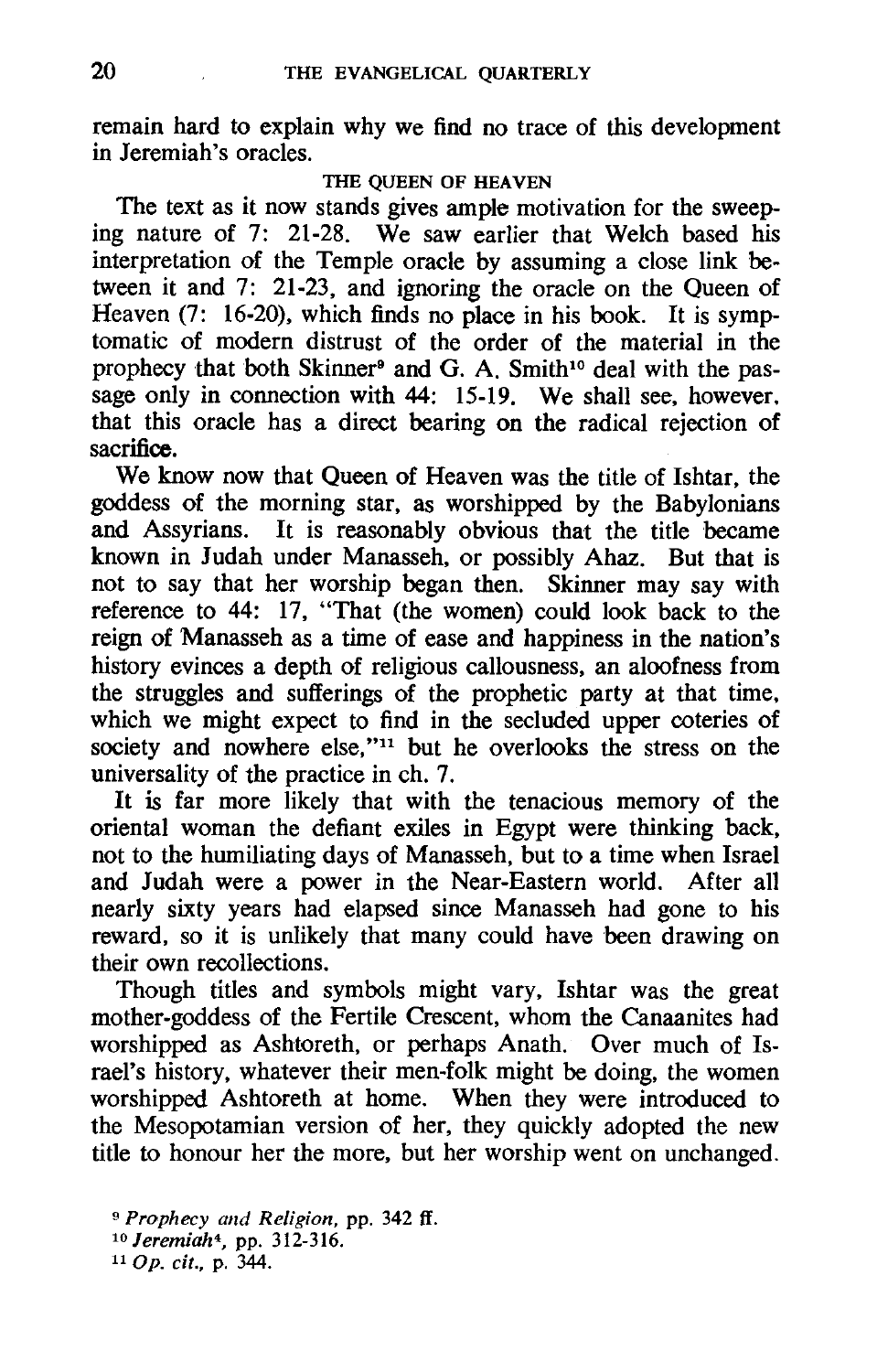remain hard to explain why we find no trace of this development in Jeremiah's oracles.

### THE QUEEN OF HEAVEN

The text as it now stands gives ample motivation for the sweeping nature of 7: 21-28. We saw earlier that Welch based his interpretation of the Temple oracle by assuming a close link between it and 7: 21-23, and ignoring the oracle on the Queen of Heaven (7: 16-20), which finds no place in his book. It is symptomatic of modern distrust of the order of the material in the prophecy that both Skinner[9] and G. A. Smith[10] deal with the passage only in connection with 44: 15-19. We shall see, however, that this oracle has a direct bearing on the radical rejection of sacrifice.

We know now that Queen of Heaven was the title of Ishtar, the goddess of the morning star, as worshipped by the Babylonians and Assyrians. It is reasonably obvious that the title became known in Judah under Manasseh, or possibly Ahaz. But that is not to say that her worship began then. Skinner may say with reference to 44: 17, "That (the women) could look back to the reign of Manasseh as a time of ease and happiness in the nation's history evinces a depth of religious callousness, an aloofness from the struggles and sufferings of the prophetic party at that time, which we might expect to find in the secluded upper coteries of society and nowhere else,"[11] but he overlooks the stress on the universality of the practice in ch. 7.

It is far more likely that with the tenacious memory of the oriental woman the defiant exiles in Egypt were thinking back, not to the humiliating days of Manasseh, but to a time when Israel and Judah were a power in the Near-Eastern world. After all nearly sixty years had elapsed since Manasseh had gone to his reward, so it is unlikely that many could have been drawing on their own recollections.

Though titles and symbols might vary, Ishtar was the great mother-goddess of the Fertile Crescent, whom the Canaanites had worshipped as Ashtoreth, or perhaps Anath. Over much of Israel's history, whatever their men-folk might be doing, the women worshipped Ashtoreth at home. When they were introduced to the Mesopotamian version of her, they quickly adopted the new title to honour her the more, but her worship went on unchanged.

[9] *Prophecy and Religion*, pp. 342 ff.

[10] *Jeremiah*[4], pp. 312-316.

[11] *Op. cit.*, p. 344.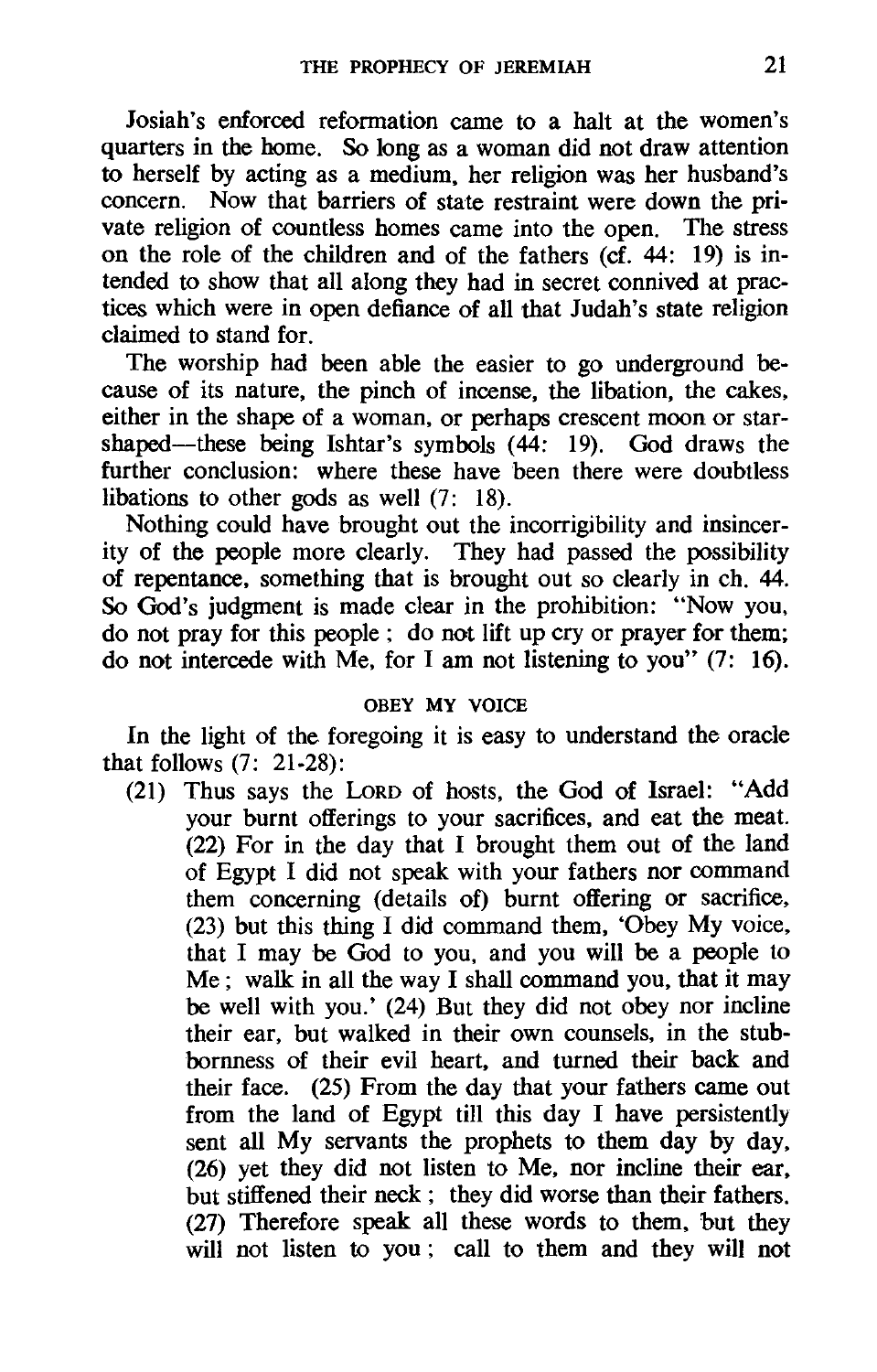Josiah's enforced reformation came to a halt at the women's quarters in the home. So long as a woman did not draw attention to herself by acting as a medium, her religion was her husband's concern. Now that barriers of state restraint were down the private religion of countless homes came into the open. The stress on the role of the children and of the fathers (cf. 44: 19) is intended to show that all along they had in secret connived at practices which were in open defiance of all that Judah's state religion claimed to stand for.

The worship had been able the easier to go underground because of its nature, the pinch of incense, the libation, the cakes, either in the shape of a woman, or perhaps crescent moon or star-shaped—these being Ishtar's symbols (44: 19). God draws the further conclusion: where these have been there were doubtless libations to other gods as well (7: 18).

Nothing could have brought out the incorrigibility and insincerity of the people more clearly. They had passed the possibility of repentance, something that is brought out so clearly in ch. 44. So God's judgment is made clear in the prohibition: "Now you, do not pray for this people ; do not lift up cry or prayer for them; do not intercede with Me, for I am not listening to you" (7: 16).

### OBEY MY VOICE

In the light of the foregoing it is easy to understand the oracle that follows (7: 21-28):

> (21) Thus says the LORD of hosts, the God of Israel: "Add your burnt offerings to your sacrifices, and eat the meat. (22) For in the day that I brought them out of the land of Egypt I did not speak with your fathers nor command them concerning (details of) burnt offering or sacrifice, (23) but this thing I did command them, 'Obey My voice, that I may be God to you, and you will be a people to Me ; walk in all the way I shall command you, that it may be well with you.' (24) But they did not obey nor incline their ear, but walked in their own counsels, in the stubbornness of their evil heart, and turned their back and their face. (25) From the day that your fathers came out from the land of Egypt till this day I have persistently sent all My servants the prophets to them day by day, (26) yet they did not listen to Me, nor incline their ear, but stiffened their neck ; they did worse than their fathers. (27) Therefore speak all these words to them, but they will not listen to you ; call to them and they will not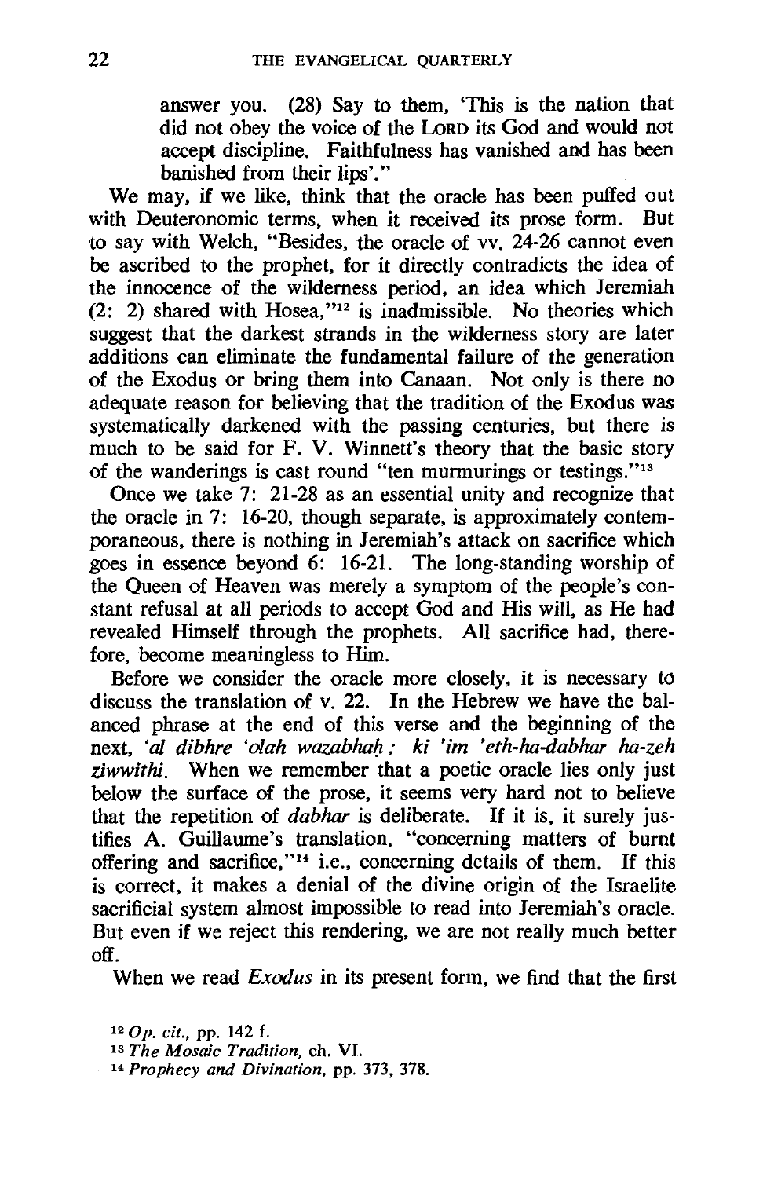answer you. (28) Say to them, 'This is the nation that did not obey the voice of the LORD its God and would not accept discipline. Faithfulness has vanished and has been banished from their lips'."

We may, if we like, think that the oracle has been puffed out with Deuteronomic terms, when it received its prose form. But to say with Welch, "Besides, the oracle of vv. 24-26 cannot even be ascribed to the prophet, for it directly contradicts the idea of the innocence of the wilderness period, an idea which Jeremiah (2: 2) shared with Hosea,"[12] is inadmissible. No theories which suggest that the darkest strands in the wilderness story are later additions can eliminate the fundamental failure of the generation of the Exodus or bring them into Canaan. Not only is there no adequate reason for believing that the tradition of the Exodus was systematically darkened with the passing centuries, but there is much to be said for F. V. Winnett's theory that the basic story of the wanderings is cast round "ten murmurings or testings."[13]

Once we take 7: 21-28 as an essential unity and recognize that the oracle in 7: 16-20, though separate, is approximately contemporaneous, there is nothing in Jeremiah's attack on sacrifice which goes in essence beyond 6: 16-21. The long-standing worship of the Queen of Heaven was merely a symptom of the people's constant refusal at all periods to accept God and His will, as He had revealed Himself through the prophets. All sacrifice had, therefore, become meaningless to Him.

Before we consider the oracle more closely, it is necessary to discuss the translation of v. 22. In the Hebrew we have the balanced phrase at the end of this verse and the beginning of the next, *'al dibhre 'olah wazabhaḥ; ki 'im 'eth-ha-dabhar ha-zeh ziwwithi*. When we remember that a poetic oracle lies only just below the surface of the prose, it seems very hard not to believe that the repetition of *dabhar* is deliberate. If it is, it surely justifies A. Guillaume's translation, "concerning matters of burnt offering and sacrifice,"[14] i.e., concerning details of them. If this is correct, it makes a denial of the divine origin of the Israelite sacrificial system almost impossible to read into Jeremiah's oracle. But even if we reject this rendering, we are not really much better off.

When we read *Exodus* in its present form, we find that the first

[12] *Op. cit.*, pp. 142 f.

[13] *The Mosaic Tradition*, ch. VI.

[14] *Prophecy and Divination*, pp. 373, 378.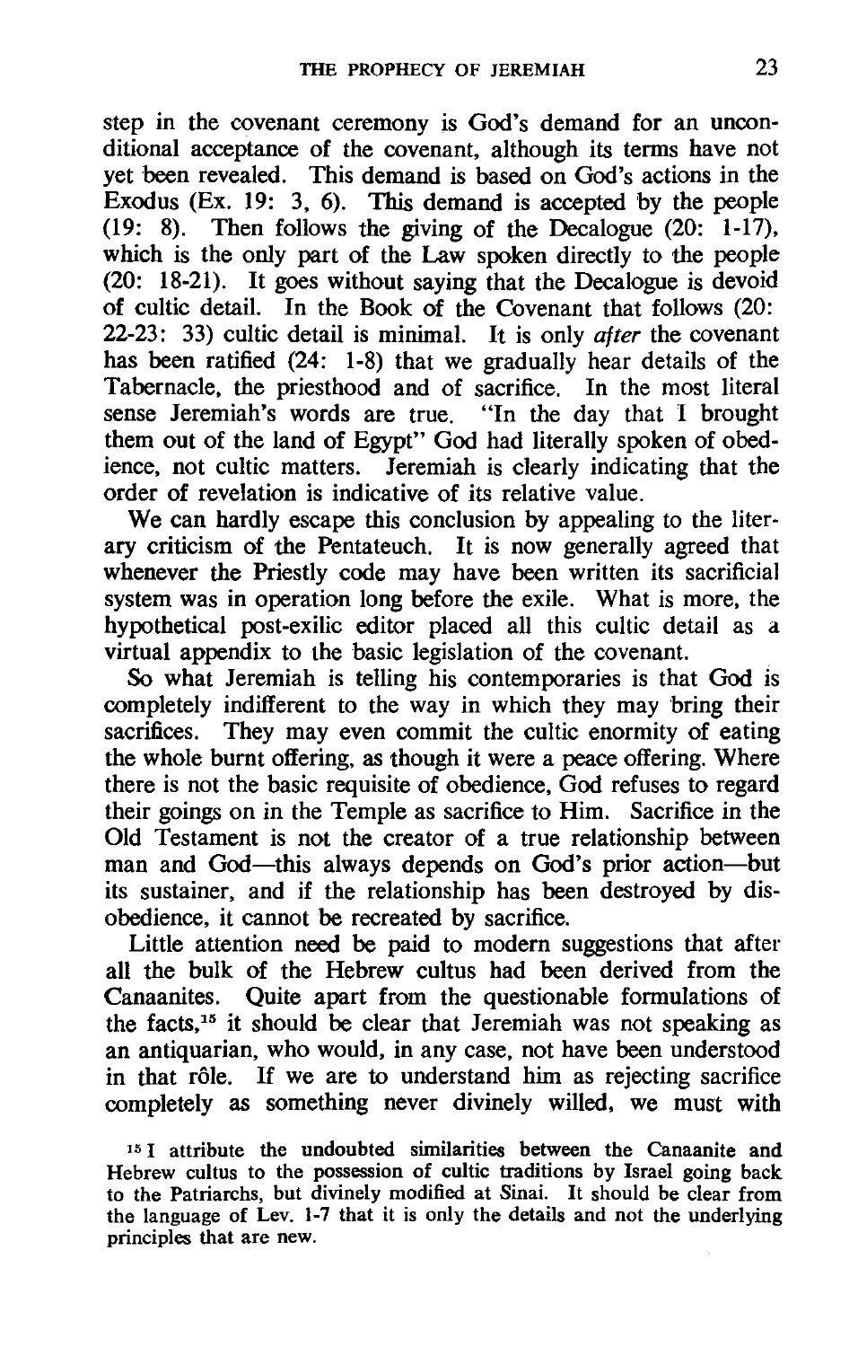step in the covenant ceremony is God's demand for an unconditional acceptance of the covenant, although its terms have not yet been revealed. This demand is based on God's actions in the Exodus (Ex. 19: 3, 6). This demand is accepted by the people (19: 8). Then follows the giving of the Decalogue (20: 1-17), which is the only part of the Law spoken directly to the people (20: 18-21). It goes without saying that the Decalogue is devoid of cultic detail. In the Book of the Covenant that follows (20: 22-23: 33) cultic detail is minimal. It is only *after* the covenant has been ratified (24: 1-8) that we gradually hear details of the Tabernacle, the priesthood and of sacrifice. In the most literal sense Jeremiah's words are true. "In the day that I brought them out of the land of Egypt" God had literally spoken of obedience, not cultic matters. Jeremiah is clearly indicating that the order of revelation is indicative of its relative value.

We can hardly escape this conclusion by appealing to the literary criticism of the Pentateuch. It is now generally agreed that whenever the Priestly code may have been written its sacrificial system was in operation long before the exile. What is more, the hypothetical post-exilic editor placed all this cultic detail as a virtual appendix to the basic legislation of the covenant.

So what Jeremiah is telling his contemporaries is that God is completely indifferent to the way in which they may bring their sacrifices. They may even commit the cultic enormity of eating the whole burnt offering, as though it were a peace offering. Where there is not the basic requisite of obedience, God refuses to regard their goings on in the Temple as sacrifice to Him. Sacrifice in the Old Testament is not the creator of a true relationship between man and God—this always depends on God's prior action—but its sustainer, and if the relationship has been destroyed by disobedience, it cannot be recreated by sacrifice.

Little attention need be paid to modern suggestions that after all the bulk of the Hebrew cultus had been derived from the Canaanites. Quite apart from the questionable formulations of the facts,[15] it should be clear that Jeremiah was not speaking as an antiquarian, who would, in any case, not have been understood in that rôle. If we are to understand him as rejecting sacrifice completely as something never divinely willed, we must with

[15] I attribute the undoubted similarities between the Canaanite and Hebrew cultus to the possession of cultic traditions by Israel going back to the Patriarchs, but divinely modified at Sinai. It should be clear from the language of Lev. 1-7 that it is only the details and not the underlying principles that are new.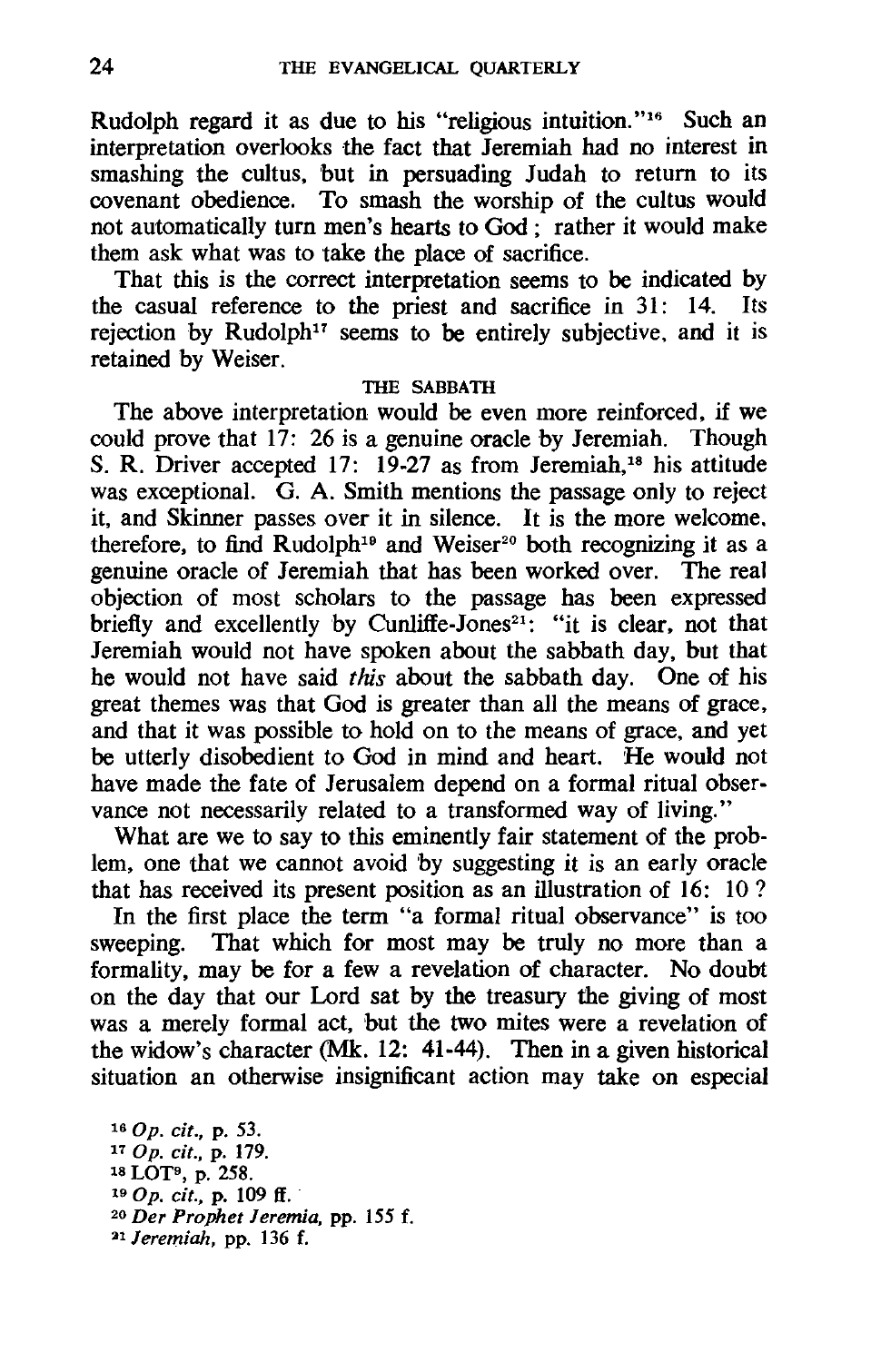Rudolph regard it as due to his "religious intuition."[16] Such an interpretation overlooks the fact that Jeremiah had no interest in smashing the cultus, but in persuading Judah to return to its covenant obedience. To smash the worship of the cultus would not automatically turn men's hearts to God; rather it would make them ask what was to take the place of sacrifice.

That this is the correct interpretation seems to be indicated by the casual reference to the priest and sacrifice in 31: 14. Its rejection by Rudolph[17] seems to be entirely subjective, and it is retained by Weiser.

## THE SABBATH

The above interpretation would be even more reinforced, if we could prove that 17: 26 is a genuine oracle by Jeremiah. Though S. R. Driver accepted 17: 19-27 as from Jeremiah,[18] his attitude was exceptional. G. A. Smith mentions the passage only to reject it, and Skinner passes over it in silence. It is the more welcome, therefore, to find Rudolph[19] and Weiser[20] both recognizing it as a genuine oracle of Jeremiah that has been worked over. The real objection of most scholars to the passage has been expressed briefly and excellently by Cunliffe-Jones[21]: "it is clear, not that Jeremiah would not have spoken about the sabbath day, but that he would not have said *this* about the sabbath day. One of his great themes was that God is greater than all the means of grace, and that it was possible to hold on to the means of grace, and yet be utterly disobedient to God in mind and heart. He would not have made the fate of Jerusalem depend on a formal ritual observance not necessarily related to a transformed way of living."

What are we to say to this eminently fair statement of the problem, one that we cannot avoid by suggesting it is an early oracle that has received its present position as an illustration of 16: 10?

In the first place the term "a formal ritual observance" is too sweeping. That which for most may be truly no more than a formality, may be for a few a revelation of character. No doubt on the day that our Lord sat by the treasury the giving of most was a merely formal act, but the two mites were a revelation of the widow's character (Mk. 12: 41-44). Then in a given historical situation an otherwise insignificant action may take on especial

[16] *Op. cit.*, p. 53.
[17] *Op. cit.*, p. 179.
[18] LOT[9], p. 258.
[19] *Op. cit.*, p. 109 ff.
[20] *Der Prophet Jeremia*, pp. 155 f.
[21] *Jeremiah*, pp. 136 f.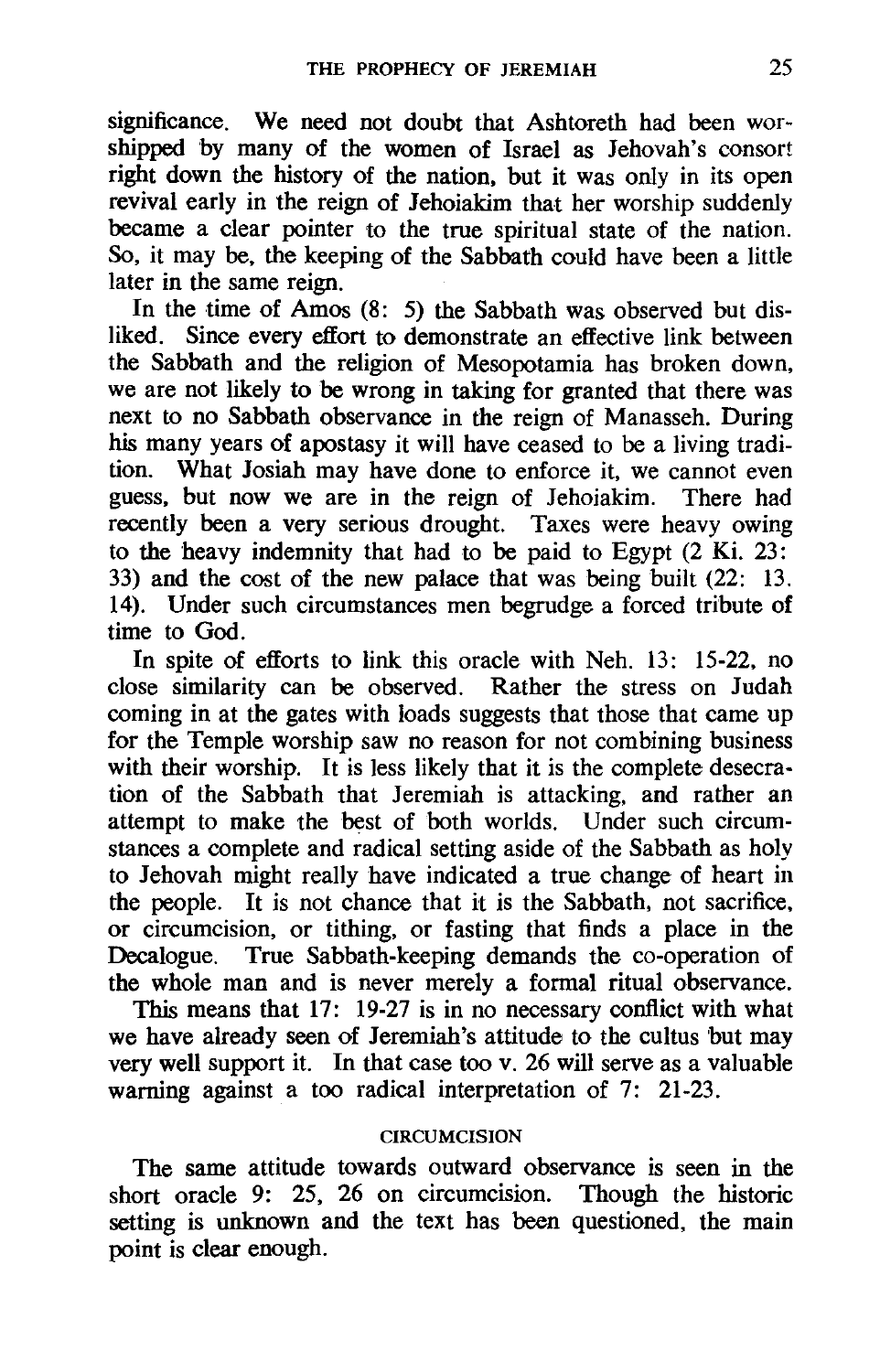significance. We need not doubt that Ashtoreth had been worshipped by many of the women of Israel as Jehovah's consort right down the history of the nation, but it was only in its open revival early in the reign of Jehoiakim that her worship suddenly became a clear pointer to the true spiritual state of the nation. So, it may be, the keeping of the Sabbath could have been a little later in the same reign.

In the time of Amos (8: 5) the Sabbath was observed but disliked. Since every effort to demonstrate an effective link between the Sabbath and the religion of Mesopotamia has broken down, we are not likely to be wrong in taking for granted that there was next to no Sabbath observance in the reign of Manasseh. During his many years of apostasy it will have ceased to be a living tradition. What Josiah may have done to enforce it, we cannot even guess, but now we are in the reign of Jehoiakim. There had recently been a very serious drought. Taxes were heavy owing to the heavy indemnity that had to be paid to Egypt (2 Ki. 23: 33) and the cost of the new palace that was being built (22: 13. 14). Under such circumstances men begrudge a forced tribute of time to God.

In spite of efforts to link this oracle with Neh. 13: 15-22, no close similarity can be observed. Rather the stress on Judah coming in at the gates with loads suggests that those that came up for the Temple worship saw no reason for not combining business with their worship. It is less likely that it is the complete desecration of the Sabbath that Jeremiah is attacking, and rather an attempt to make the best of both worlds. Under such circumstances a complete and radical setting aside of the Sabbath as holy to Jehovah might really have indicated a true change of heart in the people. It is not chance that it is the Sabbath, not sacrifice, or circumcision, or tithing, or fasting that finds a place in the Decalogue. True Sabbath-keeping demands the co-operation of the whole man and is never merely a formal ritual observance.

This means that 17: 19-27 is in no necessary conflict with what we have already seen of Jeremiah's attitude to the cultus but may very well support it. In that case too v. 26 will serve as a valuable warning against a too radical interpretation of 7: 21-23.

### CIRCUMCISION

The same attitude towards outward observance is seen in the short oracle 9: 25, 26 on circumcision. Though the historic setting is unknown and the text has been questioned, the main point is clear enough.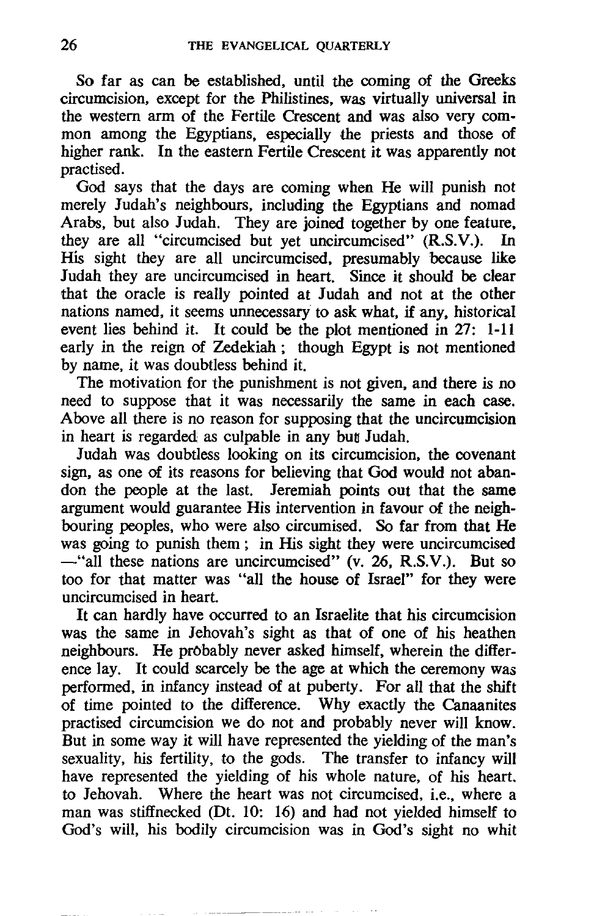So far as can be established, until the coming of the Greeks circumcision, except for the Philistines, was virtually universal in the western arm of the Fertile Crescent and was also very common among the Egyptians, especially the priests and those of higher rank. In the eastern Fertile Crescent it was apparently not practised.

God says that the days are coming when He will punish not merely Judah's neighbours, including the Egyptians and nomad Arabs, but also Judah. They are joined together by one feature, they are all "circumcised but yet uncircumcised" (R.S.V.). In His sight they are all uncircumcised, presumably because like Judah they are uncircumcised in heart. Since it should be clear that the oracle is really pointed at Judah and not at the other nations named, it seems unnecessary to ask what, if any, historical event lies behind it. It could be the plot mentioned in 27: 1-11 early in the reign of Zedekiah; though Egypt is not mentioned by name, it was doubtless behind it.

The motivation for the punishment is not given, and there is no need to suppose that it was necessarily the same in each case. Above all there is no reason for supposing that the uncircumcision in heart is regarded as culpable in any but Judah.

Judah was doubtless looking on its circumcision, the covenant sign, as one of its reasons for believing that God would not abandon the people at the last. Jeremiah points out that the same argument would guarantee His intervention in favour of the neighbouring peoples, who were also circumised. So far from that He was going to punish them; in His sight they were uncircumcised —"all these nations are uncircumcised" (v. 26, R.S.V.). But so too for that matter was "all the house of Israel" for they were uncircumcised in heart.

It can hardly have occurred to an Israelite that his circumcision was the same in Jehovah's sight as that of one of his heathen neighbours. He probably never asked himself, wherein the difference lay. It could scarcely be the age at which the ceremony was performed, in infancy instead of at puberty. For all that the shift of time pointed to the difference. Why exactly the Canaanites practised circumcision we do not and probably never will know. But in some way it will have represented the yielding of the man's sexuality, his fertility, to the gods. The transfer to infancy will have represented the yielding of his whole nature, of his heart, to Jehovah. Where the heart was not circumcised, i.e., where a man was stiffnecked (Dt. 10: 16) and had not yielded himself to God's will, his bodily circumcision was in God's sight no whit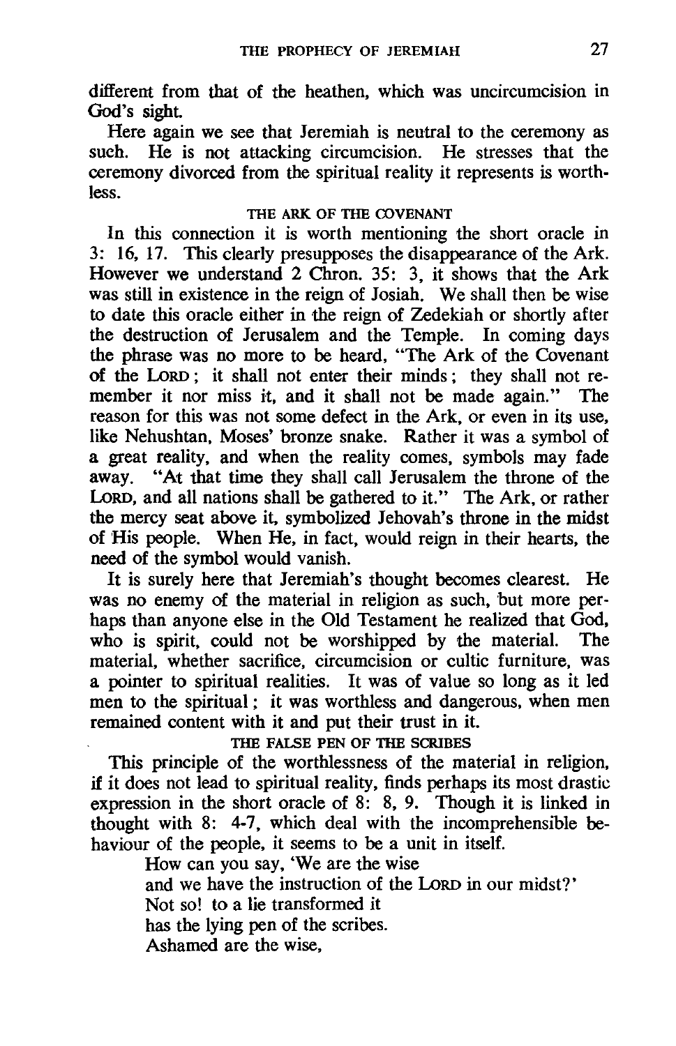different from that of the heathen, which was uncircumcision in God's sight.

Here again we see that Jeremiah is neutral to the ceremony as such. He is not attacking circumcision. He stresses that the ceremony divorced from the spiritual reality it represents is worthless.

### THE ARK OF THE COVENANT

In this connection it is worth mentioning the short oracle in 3: 16, 17. This clearly presupposes the disappearance of the Ark. However we understand 2 Chron. 35: 3, it shows that the Ark was still in existence in the reign of Josiah. We shall then be wise to date this oracle either in the reign of Zedekiah or shortly after the destruction of Jerusalem and the Temple. In coming days the phrase was no more to be heard, "The Ark of the Covenant of the LORD; it shall not enter their minds; they shall not remember it nor miss it, and it shall not be made again." The reason for this was not some defect in the Ark, or even in its use, like Nehushtan, Moses' bronze snake. Rather it was a symbol of a great reality, and when the reality comes, symbols may fade away. "At that time they shall call Jerusalem the throne of the LORD, and all nations shall be gathered to it." The Ark, or rather the mercy seat above it, symbolized Jehovah's throne in the midst of His people. When He, in fact, would reign in their hearts, the need of the symbol would vanish.

It is surely here that Jeremiah's thought becomes clearest. He was no enemy of the material in religion as such, but more perhaps than anyone else in the Old Testament he realized that God, who is spirit, could not be worshipped by the material. The material, whether sacrifice, circumcision or cultic furniture, was a pointer to spiritual realities. It was of value so long as it led men to the spiritual; it was worthless and dangerous, when men remained content with it and put their trust in it.

### THE FALSE PEN OF THE SCRIBES

This principle of the worthlessness of the material in religion, if it does not lead to spiritual reality, finds perhaps its most drastic expression in the short oracle of 8: 8, 9. Though it is linked in thought with 8: 4-7, which deal with the incomprehensible behaviour of the people, it seems to be a unit in itself.

> How can you say, 'We are the wise
> and we have the instruction of the LORD in our midst?'
> Not so! to a lie transformed it
> has the lying pen of the scribes.
> Ashamed are the wise,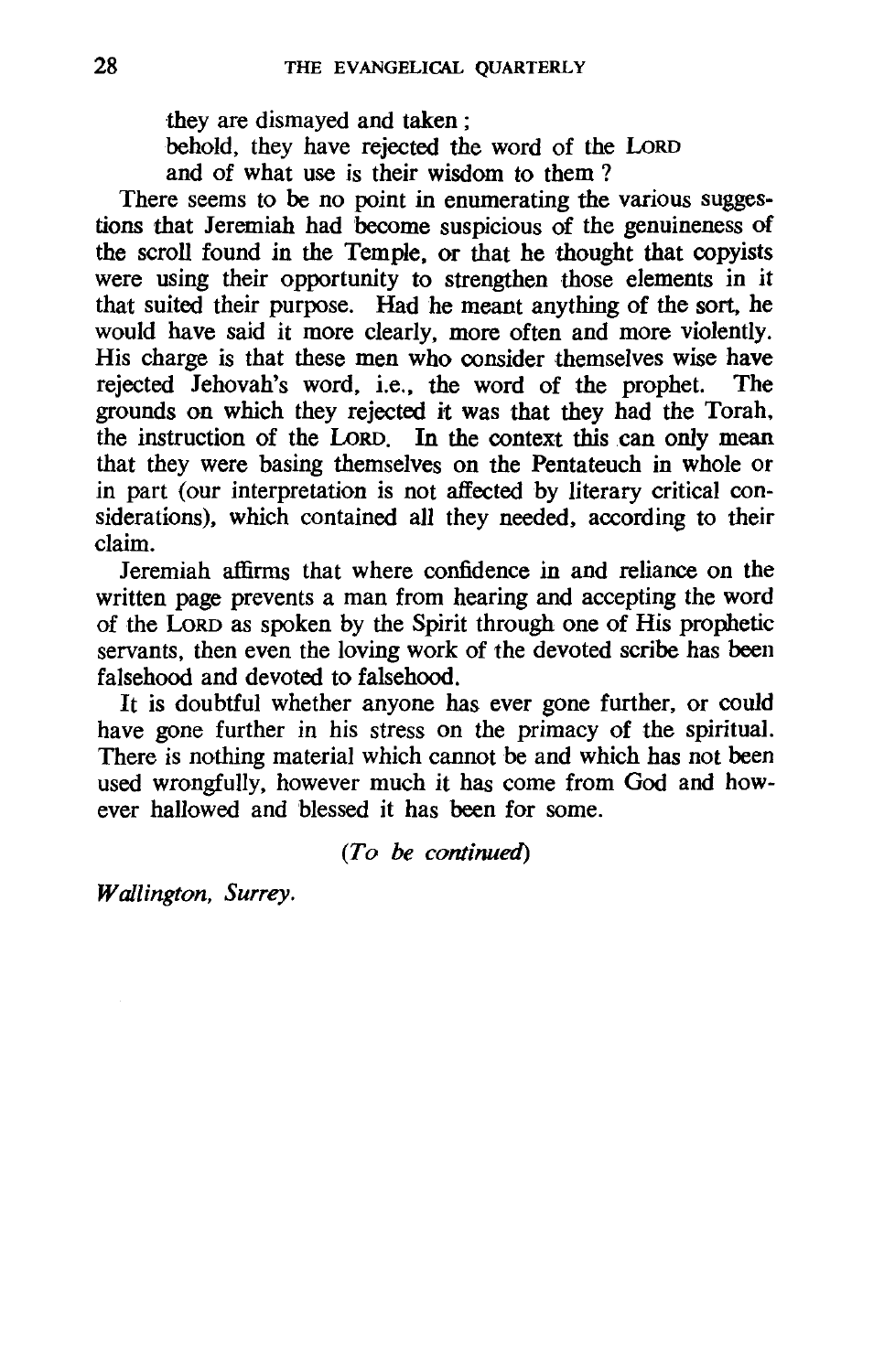they are dismayed and taken;
behold, they have rejected the word of the LORD
and of what use is their wisdom to them?

There seems to be no point in enumerating the various suggestions that Jeremiah had become suspicious of the genuineness of the scroll found in the Temple, or that he thought that copyists were using their opportunity to strengthen those elements in it that suited their purpose. Had he meant anything of the sort, he would have said it more clearly, more often and more violently. His charge is that these men who consider themselves wise have rejected Jehovah's word, i.e., the word of the prophet. The grounds on which they rejected it was that they had the Torah, the instruction of the LORD. In the context this can only mean that they were basing themselves on the Pentateuch in whole or in part (our interpretation is not affected by literary critical considerations), which contained all they needed, according to their claim.

Jeremiah affirms that where confidence in and reliance on the written page prevents a man from hearing and accepting the word of the LORD as spoken by the Spirit through one of His prophetic servants, then even the loving work of the devoted scribe has been falsehood and devoted to falsehood.

It is doubtful whether anyone has ever gone further, or could have gone further in his stress on the primacy of the spiritual. There is nothing material which cannot be and which has not been used wrongfully, however much it has come from God and however hallowed and blessed it has been for some.

*(To be continued)*

*Wallington, Surrey.*